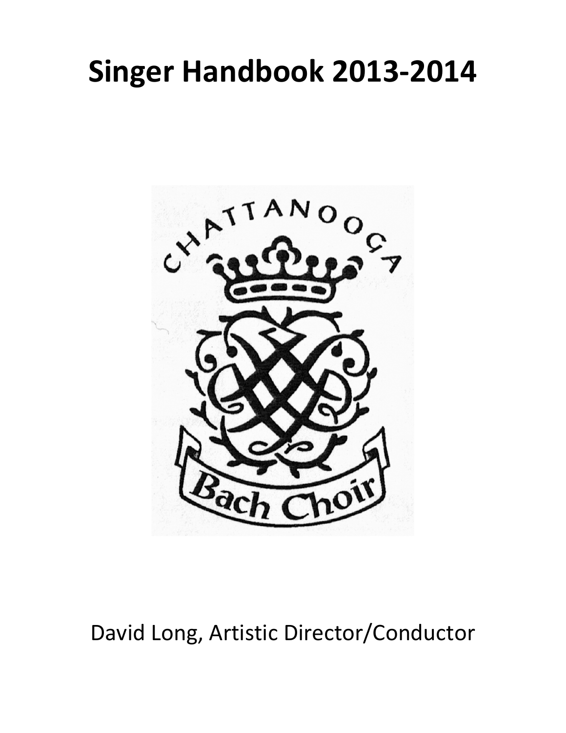# Singer Handbook 2013-2014

David Long, Artistic Director/Conductor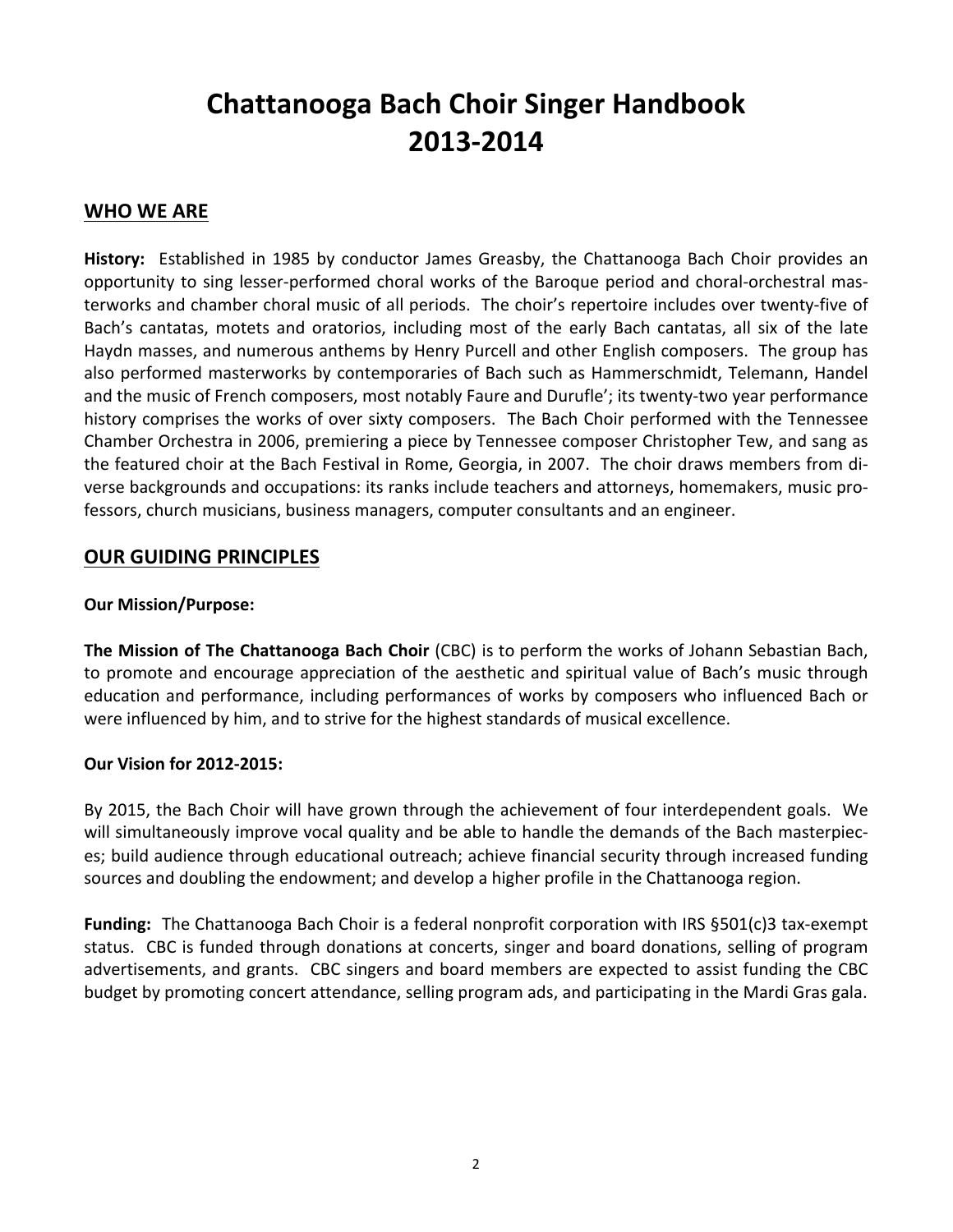# Chattanooga Bach Choir Singer Handbook 2013-2014

## WHO WE ARE

**History:** Established in 1985 by conductor James Greasby, the Chattanooga Bach Choir provides an opportunity to sing lesser-performed choral works of the Baroque period and choral-orchestral masterworks and chamber choral music of all periods. The choir's repertoire includes over twenty-five of Bach's cantatas, motets and oratorios, including most of the early Bach cantatas, all six of the late Haydn masses, and numerous anthems by Henry Purcell and other English composers. The group has also performed masterworks by contemporaries of Bach such as Hammerschmidt, Telemann, Handel and the music of French composers, most notably Faure and Durufle'; its twenty-two year performance history comprises the works of over sixty composers. The Bach Choir performed with the Tennessee Chamber Orchestra in 2006, premiering a piece by Tennessee composer Christopher Tew, and sang as the featured choir at the Bach Festival in Rome, Georgia, in 2007. The choir draws members from diverse backgrounds and occupations: its ranks include teachers and attorneys, homemakers, music professors, church musicians, business managers, computer consultants and an engineer.

## OUR GUIDING PRINCIPLES

**Our Mission/Purpose:**

**The Mission of The Chattanooga Bach Choir** (CBC) is to perform the works of Johann Sebastian Bach, to promote and encourage appreciation of the aesthetic and spiritual value of Bach's music through education and performance, including performances of works by composers who influenced Bach or were influenced by him, and to strive for the highest standards of musical excellence.

**Our Vision for 2012-2015:**

By 2015, the Bach Choir will have grown through the achievement of four interdependent goals. We will simultaneously improve vocal quality and be able to handle the demands of the Bach masterpieces; build audience through educational outreach; achieve financial security through increased funding sources and doubling the endowment; and develop a higher profile in the Chattanooga region.

**Funding:** The Chattanooga Bach Choir is a federal nonprofit corporation with IRS §501(c)3 tax-exempt status. CBC is funded through donations at concerts, singer and board donations, selling of program advertisements, and grants. CBC singers and board members are expected to assist funding the CBC budget by promoting concert attendance, selling program ads, and participating in the Mardi Gras gala.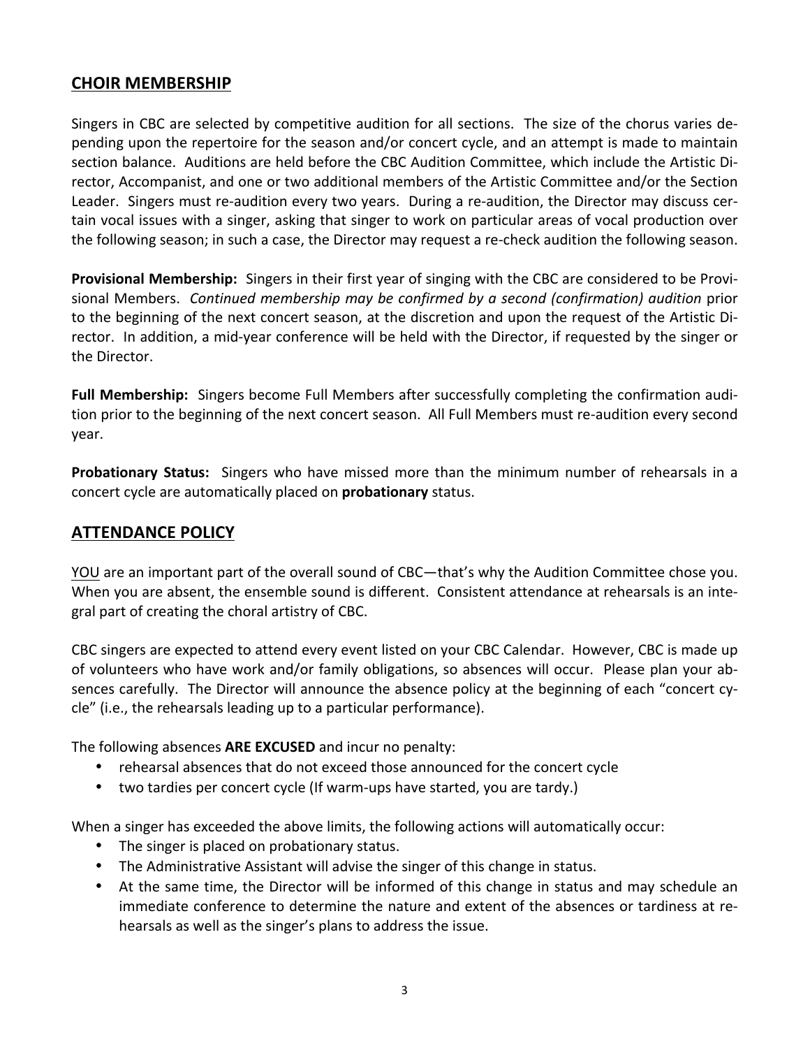## CHOIR MEMBERSHIP

Singers in CBC are selected by competitive audition for all sections. The size of the chorus varies depending upon the repertoire for the season and/or concert cycle, and an attempt is made to maintain section balance. Auditions are held before the CBC Audition Committee, which include the Artistic Director, Accompanist, and one or two additional members of the Artistic Committee and/or the Section Leader. Singers must re-audition every two years. During a re-audition, the Director may discuss certain vocal issues with a singer, asking that singer to work on particular areas of vocal production over the following season; in such a case, the Director may request a re-check audition the following season.

**Provisional Membership:** Singers in their first year of singing with the CBC are considered to be Provisional Members. *Continued membership may be confirmed by a second (confirmation) audition* prior to the beginning of the next concert season, at the discretion and upon the request of the Artistic Director. In addition, a mid-year conference will be held with the Director, if requested by the singer or the Director.

**Full Membership:** Singers become Full Members after successfully completing the confirmation audition prior to the beginning of the next concert season. All Full Members must re-audition every second year.

**Probationary Status:** Singers who have missed more than the minimum number of rehearsals in a concert cycle are automatically placed on **probationary** status.

## ATTENDANCE POLICY

YOU are an important part of the overall sound of CBC—that's why the Audition Committee chose you. When you are absent, the ensemble sound is different. Consistent attendance at rehearsals is an integral part of creating the choral artistry of CBC.

CBC singers are expected to attend every event listed on your CBC Calendar. However, CBC is made up of volunteers who have work and/or family obligations, so absences will occur. Please plan your absences carefully. The Director will announce the absence policy at the beginning of each "concert cycle" (i.e., the rehearsals leading up to a particular performance).

The following absences **ARE EXCUSED** and incur no penalty:

- rehearsal absences that do not exceed those announced for the concert cycle
- two tardies per concert cycle (If warm-ups have started, you are tardy.)

When a singer has exceeded the above limits, the following actions will automatically occur:

- The singer is placed on probationary status.
- The Administrative Assistant will advise the singer of this change in status.
- At the same time, the Director will be informed of this change in status and may schedule an immediate conference to determine the nature and extent of the absences or tardiness at rehearsals as well as the singer's plans to address the issue.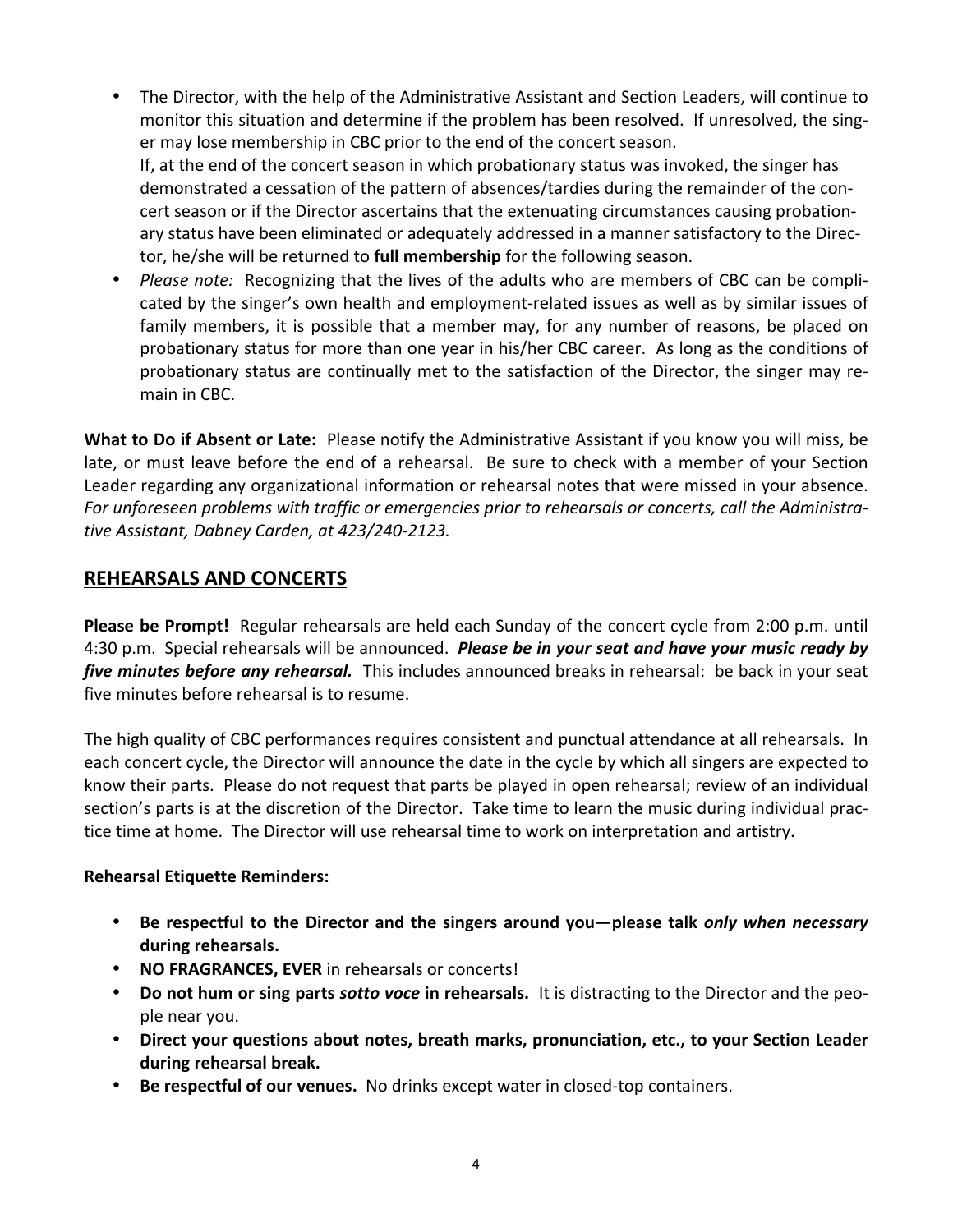- The Director, with the help of the Administrative Assistant and Section Leaders, will continue to monitor this situation and determine if the problem has been resolved. If unresolved, the singer may lose membership in CBC prior to the end of the concert season.
  If, at the end of the concert season in which probationary status was invoked, the singer has demonstrated a cessation of the pattern of absences/tardies during the remainder of the concert season or if the Director ascertains that the extenuating circumstances causing probationary status have been eliminated or adequately addressed in a manner satisfactory to the Director, he/she will be returned to **full membership** for the following season.
- *Please note:* Recognizing that the lives of the adults who are members of CBC can be complicated by the singer's own health and employment-related issues as well as by similar issues of family members, it is possible that a member may, for any number of reasons, be placed on probationary status for more than one year in his/her CBC career. As long as the conditions of probationary status are continually met to the satisfaction of the Director, the singer may remain in CBC.

**What to Do if Absent or Late:** Please notify the Administrative Assistant if you know you will miss, be late, or must leave before the end of a rehearsal. Be sure to check with a member of your Section Leader regarding any organizational information or rehearsal notes that were missed in your absence. *For unforeseen problems with traffic or emergencies prior to rehearsals or concerts, call the Administrative Assistant, Dabney Carden, at 423/240-2123.*

## REHEARSALS AND CONCERTS

**Please be Prompt!** Regular rehearsals are held each Sunday of the concert cycle from 2:00 p.m. until 4:30 p.m. Special rehearsals will be announced. ***Please be in your seat and have your music ready by five minutes before any rehearsal.*** This includes announced breaks in rehearsal: be back in your seat five minutes before rehearsal is to resume.

The high quality of CBC performances requires consistent and punctual attendance at all rehearsals. In each concert cycle, the Director will announce the date in the cycle by which all singers are expected to know their parts. Please do not request that parts be played in open rehearsal; review of an individual section's parts is at the discretion of the Director. Take time to learn the music during individual practice time at home. The Director will use rehearsal time to work on interpretation and artistry.

**Rehearsal Etiquette Reminders:**

- **Be respectful to the Director and the singers around you—please talk *only when necessary* during rehearsals.**
- **NO FRAGRANCES, EVER** in rehearsals or concerts!
- **Do not hum or sing parts *sotto voce* in rehearsals.** It is distracting to the Director and the people near you.
- **Direct your questions about notes, breath marks, pronunciation, etc., to your Section Leader during rehearsal break.**
- **Be respectful of our venues.** No drinks except water in closed-top containers.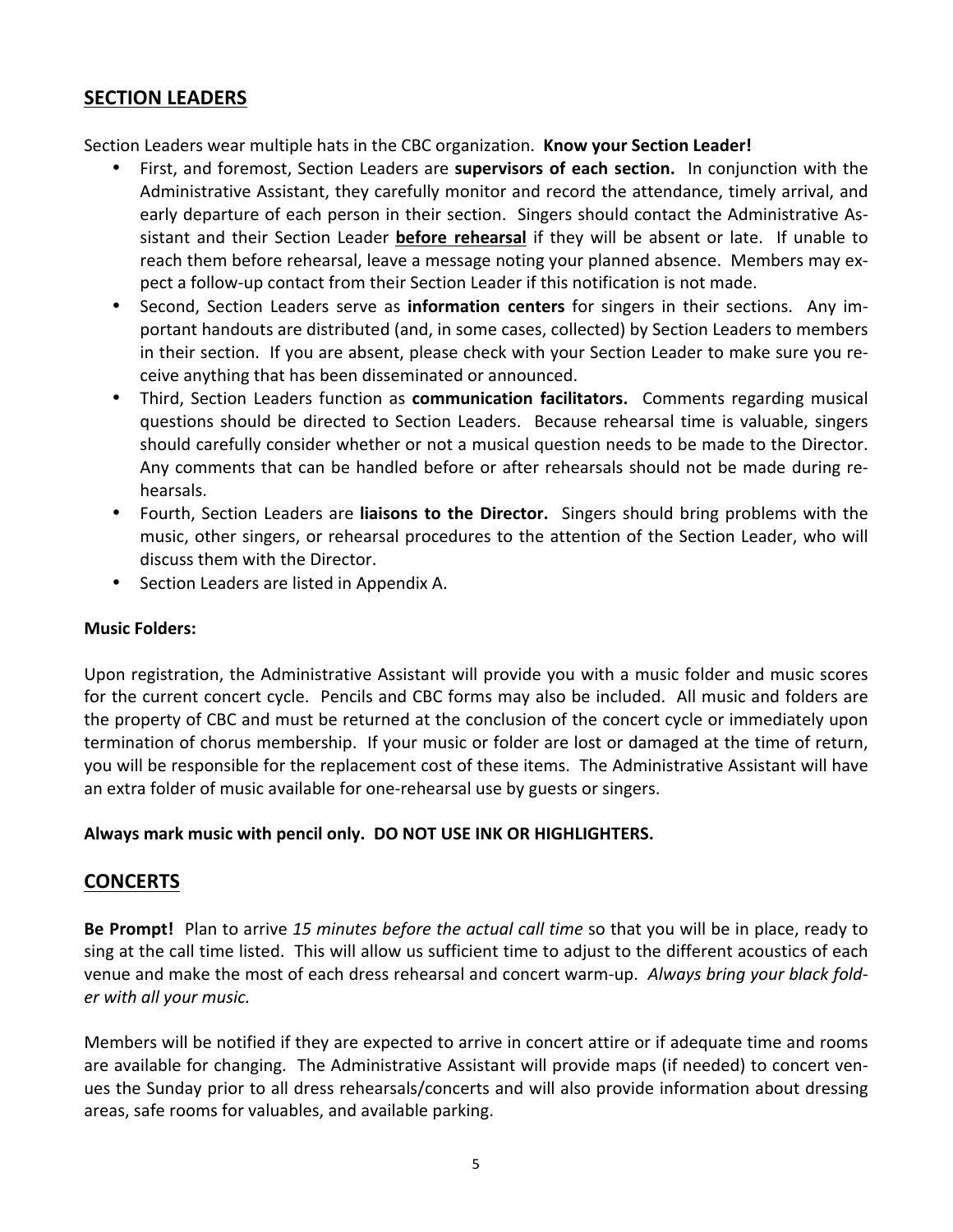## SECTION LEADERS

Section Leaders wear multiple hats in the CBC organization. **Know your Section Leader!**

- First, and foremost, Section Leaders are **supervisors of each section.** In conjunction with the Administrative Assistant, they carefully monitor and record the attendance, timely arrival, and early departure of each person in their section. Singers should contact the Administrative Assistant and their Section Leader **before rehearsal** if they will be absent or late. If unable to reach them before rehearsal, leave a message noting your planned absence. Members may expect a follow-up contact from their Section Leader if this notification is not made.
- Second, Section Leaders serve as **information centers** for singers in their sections. Any important handouts are distributed (and, in some cases, collected) by Section Leaders to members in their section. If you are absent, please check with your Section Leader to make sure you receive anything that has been disseminated or announced.
- Third, Section Leaders function as **communication facilitators.** Comments regarding musical questions should be directed to Section Leaders. Because rehearsal time is valuable, singers should carefully consider whether or not a musical question needs to be made to the Director. Any comments that can be handled before or after rehearsals should not be made during rehearsals.
- Fourth, Section Leaders are **liaisons to the Director.** Singers should bring problems with the music, other singers, or rehearsal procedures to the attention of the Section Leader, who will discuss them with the Director.
- Section Leaders are listed in Appendix A.

**Music Folders:**

Upon registration, the Administrative Assistant will provide you with a music folder and music scores for the current concert cycle. Pencils and CBC forms may also be included. All music and folders are the property of CBC and must be returned at the conclusion of the concert cycle or immediately upon termination of chorus membership. If your music or folder are lost or damaged at the time of return, you will be responsible for the replacement cost of these items. The Administrative Assistant will have an extra folder of music available for one-rehearsal use by guests or singers.

**Always mark music with pencil only. DO NOT USE INK OR HIGHLIGHTERS.**

## CONCERTS

**Be Prompt!** Plan to arrive *15 minutes before the actual call time* so that you will be in place, ready to sing at the call time listed. This will allow us sufficient time to adjust to the different acoustics of each venue and make the most of each dress rehearsal and concert warm-up. *Always bring your black folder with all your music.*

Members will be notified if they are expected to arrive in concert attire or if adequate time and rooms are available for changing. The Administrative Assistant will provide maps (if needed) to concert venues the Sunday prior to all dress rehearsals/concerts and will also provide information about dressing areas, safe rooms for valuables, and available parking.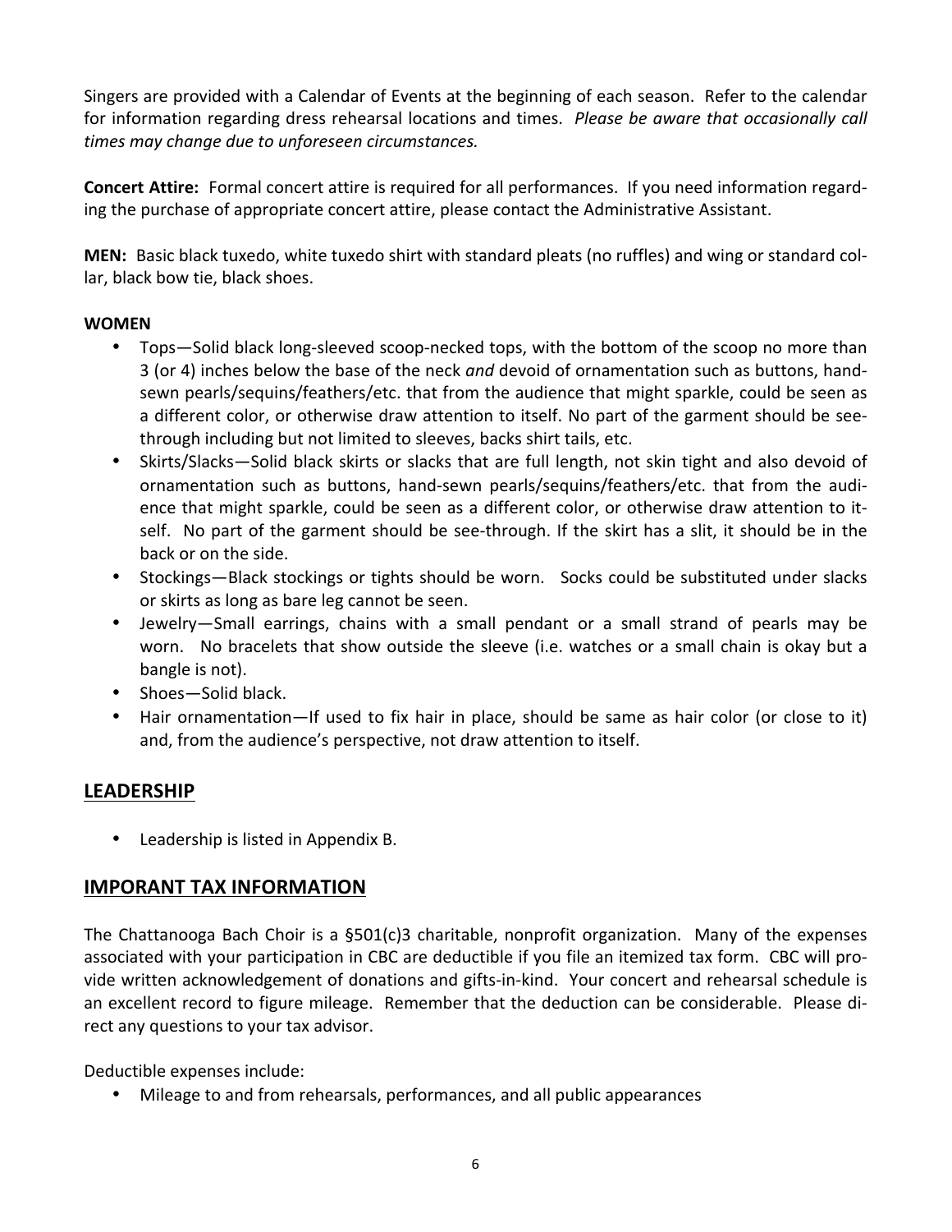Singers are provided with a Calendar of Events at the beginning of each season. Refer to the calendar for information regarding dress rehearsal locations and times. *Please be aware that occasionally call times may change due to unforeseen circumstances.*

**Concert Attire:** Formal concert attire is required for all performances. If you need information regarding the purchase of appropriate concert attire, please contact the Administrative Assistant.

**MEN:** Basic black tuxedo, white tuxedo shirt with standard pleats (no ruffles) and wing or standard collar, black bow tie, black shoes.

**WOMEN**

- Tops—Solid black long-sleeved scoop-necked tops, with the bottom of the scoop no more than 3 (or 4) inches below the base of the neck *and* devoid of ornamentation such as buttons, hand-sewn pearls/sequins/feathers/etc. that from the audience that might sparkle, could be seen as a different color, or otherwise draw attention to itself. No part of the garment should be see-through including but not limited to sleeves, backs shirt tails, etc.
- Skirts/Slacks—Solid black skirts or slacks that are full length, not skin tight and also devoid of ornamentation such as buttons, hand-sewn pearls/sequins/feathers/etc. that from the audience that might sparkle, could be seen as a different color, or otherwise draw attention to itself. No part of the garment should be see-through. If the skirt has a slit, it should be in the back or on the side.
- Stockings—Black stockings or tights should be worn. Socks could be substituted under slacks or skirts as long as bare leg cannot be seen.
- Jewelry—Small earrings, chains with a small pendant or a small strand of pearls may be worn. No bracelets that show outside the sleeve (i.e. watches or a small chain is okay but a bangle is not).
- Shoes—Solid black.
- Hair ornamentation—If used to fix hair in place, should be same as hair color (or close to it) and, from the audience's perspective, not draw attention to itself.

## LEADERSHIP

- Leadership is listed in Appendix B.

## IMPORANT TAX INFORMATION

The Chattanooga Bach Choir is a §501(c)3 charitable, nonprofit organization. Many of the expenses associated with your participation in CBC are deductible if you file an itemized tax form. CBC will provide written acknowledgement of donations and gifts-in-kind. Your concert and rehearsal schedule is an excellent record to figure mileage. Remember that the deduction can be considerable. Please direct any questions to your tax advisor.

Deductible expenses include:

- Mileage to and from rehearsals, performances, and all public appearances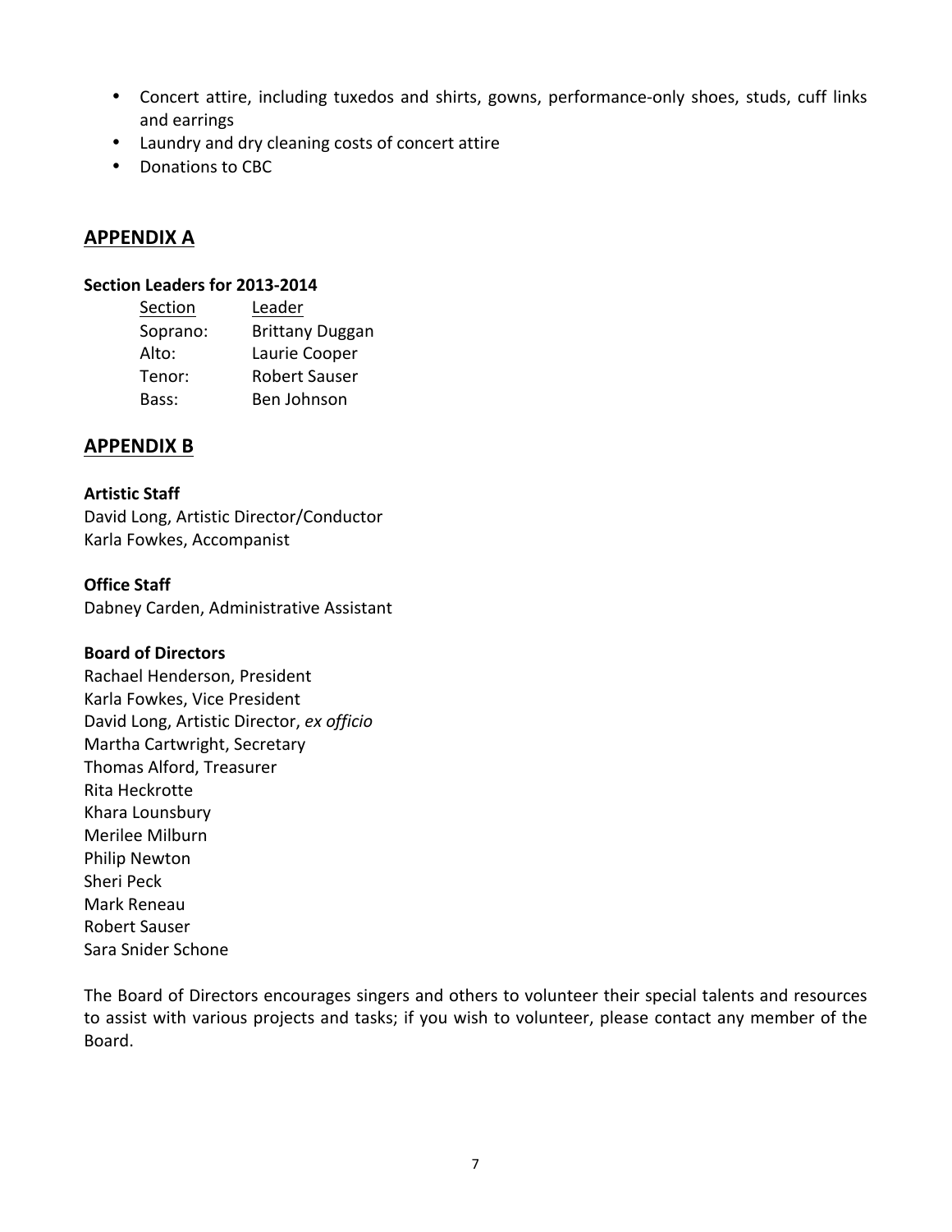- Concert attire, including tuxedos and shirts, gowns, performance-only shoes, studs, cuff links and earrings
- Laundry and dry cleaning costs of concert attire
- Donations to CBC

## APPENDIX A

**Section Leaders for 2013-2014**

| Section | Leader |
|---|---|
| Soprano: | Brittany Duggan |
| Alto: | Laurie Cooper |
| Tenor: | Robert Sauser |
| Bass: | Ben Johnson |

## APPENDIX B

**Artistic Staff**

David Long, Artistic Director/Conductor
Karla Fowkes, Accompanist

**Office Staff**

Dabney Carden, Administrative Assistant

**Board of Directors**

Rachael Henderson, President
Karla Fowkes, Vice President
David Long, Artistic Director, *ex officio*
Martha Cartwright, Secretary
Thomas Alford, Treasurer
Rita Heckrotte
Khara Lounsbury
Merilee Milburn
Philip Newton
Sheri Peck
Mark Reneau
Robert Sauser
Sara Snider Schone

The Board of Directors encourages singers and others to volunteer their special talents and resources to assist with various projects and tasks; if you wish to volunteer, please contact any member of the Board.